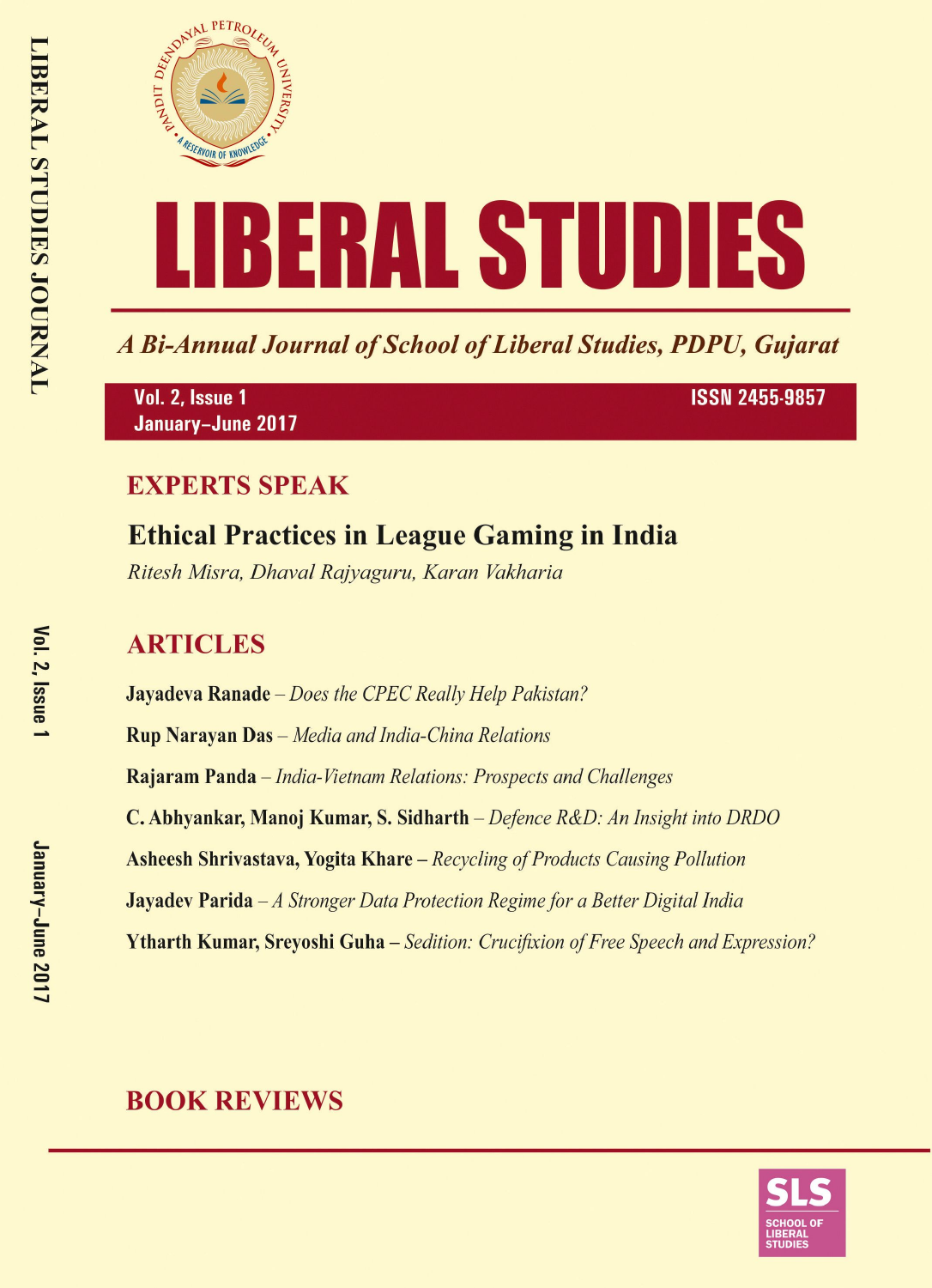# LIBERAL STUDIES

*A Bi-Annual Journal of School of Liberal Studies, PDPU, Gujarat*

Vol. 2, Issue 1
January–June 2017

ISSN 2455-9857

## EXPERTS SPEAK

### Ethical Practices in League Gaming in India

*Ritesh Misra, Dhaval Rajyaguru, Karan Vakharia*

## ARTICLES

**Jayadeva Ranade** – *Does the CPEC Really Help Pakistan?*

**Rup Narayan Das** – *Media and India-China Relations*

**Rajaram Panda** – *India-Vietnam Relations: Prospects and Challenges*

**C. Abhyankar, Manoj Kumar, S. Sidharth** – *Defence R&D: An Insight into DRDO*

**Asheesh Shrivastava, Yogita Khare** – *Recycling of Products Causing Pollution*

**Jayadev Parida** – *A Stronger Data Protection Regime for a Better Digital India*

**Ytharth Kumar, Sreyoshi Guha** – *Sedition: Crucifixion of Free Speech and Expression?*

## BOOK REVIEWS

SLS
SCHOOL OF LIBERAL STUDIES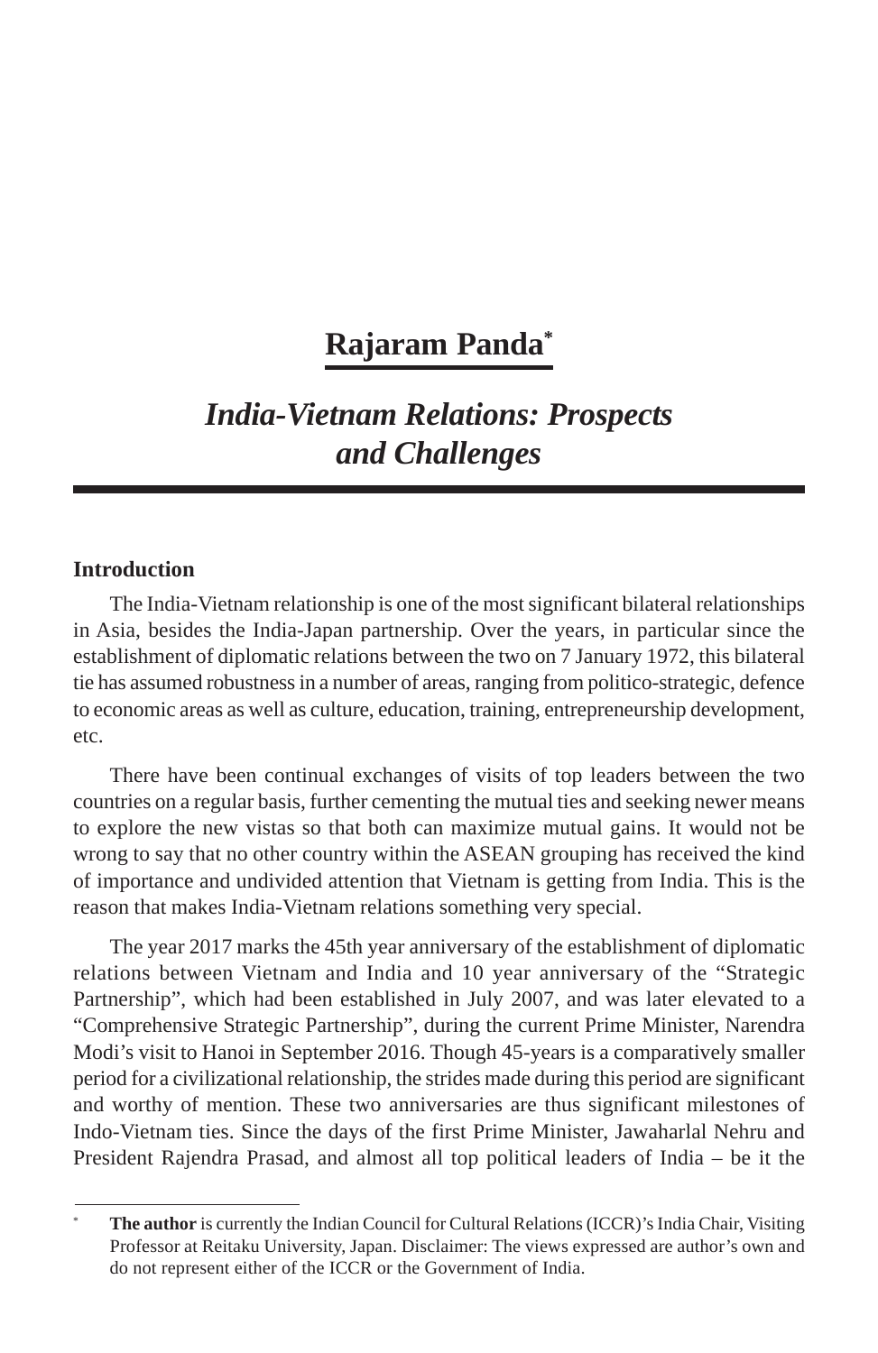# Rajaram Panda[*]

## *India-Vietnam Relations: Prospects and Challenges*

### Introduction

The India-Vietnam relationship is one of the most significant bilateral relationships in Asia, besides the India-Japan partnership. Over the years, in particular since the establishment of diplomatic relations between the two on 7 January 1972, this bilateral tie has assumed robustness in a number of areas, ranging from politico-strategic, defence to economic areas as well as culture, education, training, entrepreneurship development, etc.

There have been continual exchanges of visits of top leaders between the two countries on a regular basis, further cementing the mutual ties and seeking newer means to explore the new vistas so that both can maximize mutual gains. It would not be wrong to say that no other country within the ASEAN grouping has received the kind of importance and undivided attention that Vietnam is getting from India. This is the reason that makes India-Vietnam relations something very special.

The year 2017 marks the 45th year anniversary of the establishment of diplomatic relations between Vietnam and India and 10 year anniversary of the "Strategic Partnership", which had been established in July 2007, and was later elevated to a "Comprehensive Strategic Partnership", during the current Prime Minister, Narendra Modi's visit to Hanoi in September 2016. Though 45-years is a comparatively smaller period for a civilizational relationship, the strides made during this period are significant and worthy of mention. These two anniversaries are thus significant milestones of Indo-Vietnam ties. Since the days of the first Prime Minister, Jawaharlal Nehru and President Rajendra Prasad, and almost all top political leaders of India – be it the

---

[*] **The author** is currently the Indian Council for Cultural Relations (ICCR)'s India Chair, Visiting Professor at Reitaku University, Japan. Disclaimer: The views expressed are author's own and do not represent either of the ICCR or the Government of India.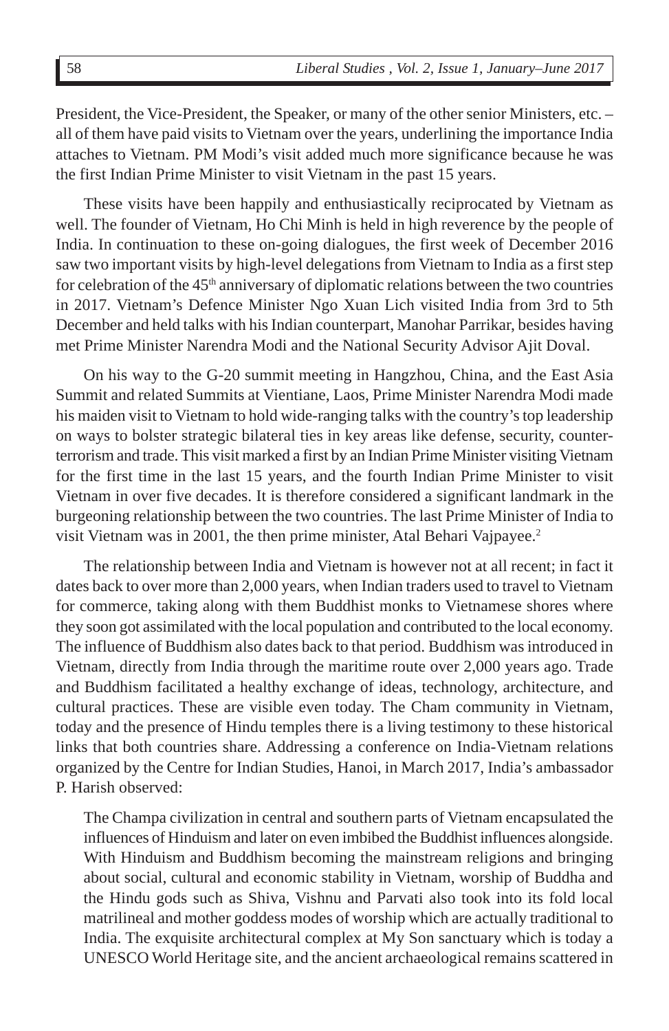President, the Vice-President, the Speaker, or many of the other senior Ministers, etc. – all of them have paid visits to Vietnam over the years, underlining the importance India attaches to Vietnam. PM Modi's visit added much more significance because he was the first Indian Prime Minister to visit Vietnam in the past 15 years.

These visits have been happily and enthusiastically reciprocated by Vietnam as well. The founder of Vietnam, Ho Chi Minh is held in high reverence by the people of India. In continuation to these on-going dialogues, the first week of December 2016 saw two important visits by high-level delegations from Vietnam to India as a first step for celebration of the 45th anniversary of diplomatic relations between the two countries in 2017. Vietnam's Defence Minister Ngo Xuan Lich visited India from 3rd to 5th December and held talks with his Indian counterpart, Manohar Parrikar, besides having met Prime Minister Narendra Modi and the National Security Advisor Ajit Doval.

On his way to the G-20 summit meeting in Hangzhou, China, and the East Asia Summit and related Summits at Vientiane, Laos, Prime Minister Narendra Modi made his maiden visit to Vietnam to hold wide-ranging talks with the country's top leadership on ways to bolster strategic bilateral ties in key areas like defense, security, counter-terrorism and trade. This visit marked a first by an Indian Prime Minister visiting Vietnam for the first time in the last 15 years, and the fourth Indian Prime Minister to visit Vietnam in over five decades. It is therefore considered a significant landmark in the burgeoning relationship between the two countries. The last Prime Minister of India to visit Vietnam was in 2001, the then prime minister, Atal Behari Vajpayee.[2]

The relationship between India and Vietnam is however not at all recent; in fact it dates back to over more than 2,000 years, when Indian traders used to travel to Vietnam for commerce, taking along with them Buddhist monks to Vietnamese shores where they soon got assimilated with the local population and contributed to the local economy. The influence of Buddhism also dates back to that period. Buddhism was introduced in Vietnam, directly from India through the maritime route over 2,000 years ago. Trade and Buddhism facilitated a healthy exchange of ideas, technology, architecture, and cultural practices. These are visible even today. The Cham community in Vietnam, today and the presence of Hindu temples there is a living testimony to these historical links that both countries share. Addressing a conference on India-Vietnam relations organized by the Centre for Indian Studies, Hanoi, in March 2017, India's ambassador P. Harish observed:

> The Champa civilization in central and southern parts of Vietnam encapsulated the influences of Hinduism and later on even imbibed the Buddhist influences alongside. With Hinduism and Buddhism becoming the mainstream religions and bringing about social, cultural and economic stability in Vietnam, worship of Buddha and the Hindu gods such as Shiva, Vishnu and Parvati also took into its fold local matrilineal and mother goddess modes of worship which are actually traditional to India. The exquisite architectural complex at My Son sanctuary which is today a UNESCO World Heritage site, and the ancient archaeological remains scattered in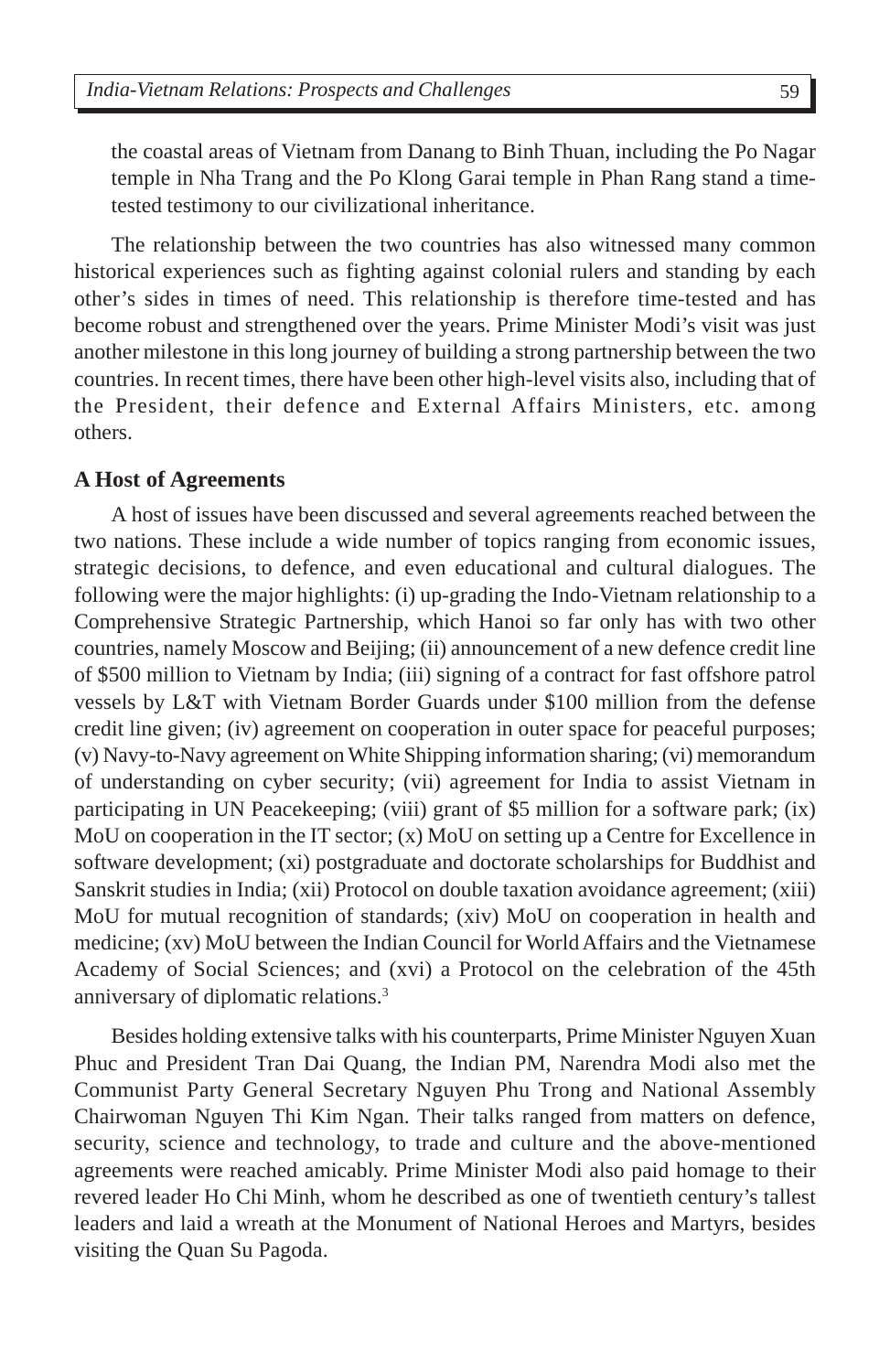the coastal areas of Vietnam from Danang to Binh Thuan, including the Po Nagar temple in Nha Trang and the Po Klong Garai temple in Phan Rang stand a time-tested testimony to our civilizational inheritance.

The relationship between the two countries has also witnessed many common historical experiences such as fighting against colonial rulers and standing by each other's sides in times of need. This relationship is therefore time-tested and has become robust and strengthened over the years. Prime Minister Modi's visit was just another milestone in this long journey of building a strong partnership between the two countries. In recent times, there have been other high-level visits also, including that of the President, their defence and External Affairs Ministers, etc. among others.

### A Host of Agreements

A host of issues have been discussed and several agreements reached between the two nations. These include a wide number of topics ranging from economic issues, strategic decisions, to defence, and even educational and cultural dialogues. The following were the major highlights: (i) up-grading the Indo-Vietnam relationship to a Comprehensive Strategic Partnership, which Hanoi so far only has with two other countries, namely Moscow and Beijing; (ii) announcement of a new defence credit line of $500 million to Vietnam by India; (iii) signing of a contract for fast offshore patrol vessels by L&T with Vietnam Border Guards under $100 million from the defense credit line given; (iv) agreement on cooperation in outer space for peaceful purposes; (v) Navy-to-Navy agreement on White Shipping information sharing; (vi) memorandum of understanding on cyber security; (vii) agreement for India to assist Vietnam in participating in UN Peacekeeping; (viii) grant of $5 million for a software park; (ix) MoU on cooperation in the IT sector; (x) MoU on setting up a Centre for Excellence in software development; (xi) postgraduate and doctorate scholarships for Buddhist and Sanskrit studies in India; (xii) Protocol on double taxation avoidance agreement; (xiii) MoU for mutual recognition of standards; (xiv) MoU on cooperation in health and medicine; (xv) MoU between the Indian Council for World Affairs and the Vietnamese Academy of Social Sciences; and (xvi) a Protocol on the celebration of the 45th anniversary of diplomatic relations.[3]

Besides holding extensive talks with his counterparts, Prime Minister Nguyen Xuan Phuc and President Tran Dai Quang, the Indian PM, Narendra Modi also met the Communist Party General Secretary Nguyen Phu Trong and National Assembly Chairwoman Nguyen Thi Kim Ngan. Their talks ranged from matters on defence, security, science and technology, to trade and culture and the above-mentioned agreements were reached amicably. Prime Minister Modi also paid homage to their revered leader Ho Chi Minh, whom he described as one of twentieth century's tallest leaders and laid a wreath at the Monument of National Heroes and Martyrs, besides visiting the Quan Su Pagoda.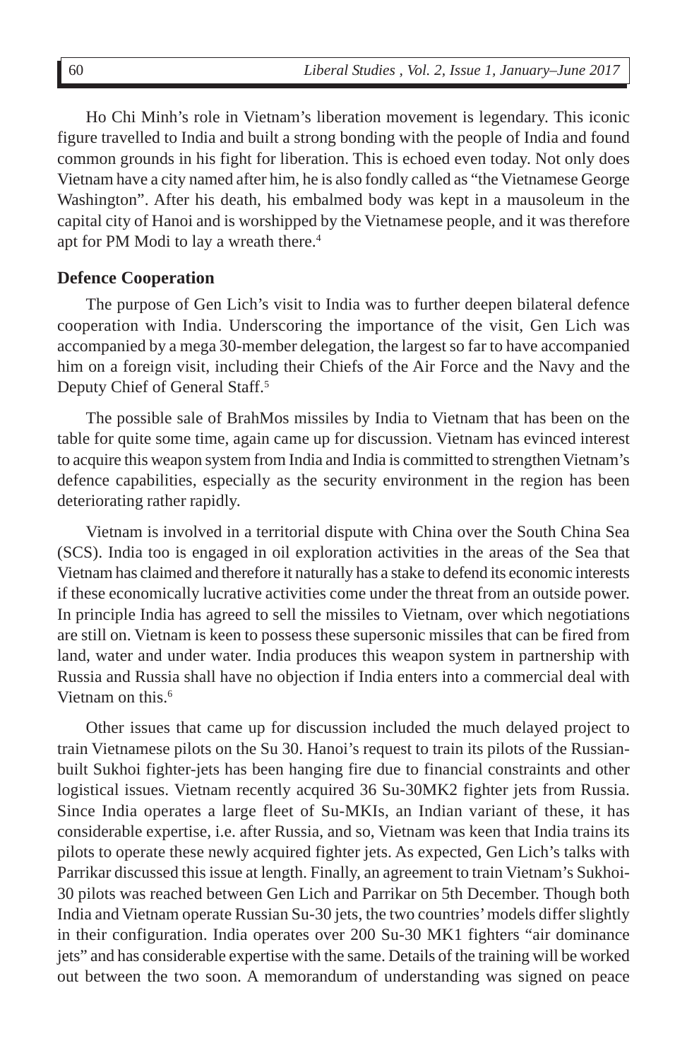Ho Chi Minh's role in Vietnam's liberation movement is legendary. This iconic figure travelled to India and built a strong bonding with the people of India and found common grounds in his fight for liberation. This is echoed even today. Not only does Vietnam have a city named after him, he is also fondly called as "the Vietnamese George Washington". After his death, his embalmed body was kept in a mausoleum in the capital city of Hanoi and is worshipped by the Vietnamese people, and it was therefore apt for PM Modi to lay a wreath there.[4]

### Defence Cooperation

The purpose of Gen Lich's visit to India was to further deepen bilateral defence cooperation with India. Underscoring the importance of the visit, Gen Lich was accompanied by a mega 30-member delegation, the largest so far to have accompanied him on a foreign visit, including their Chiefs of the Air Force and the Navy and the Deputy Chief of General Staff.[5]

The possible sale of BrahMos missiles by India to Vietnam that has been on the table for quite some time, again came up for discussion. Vietnam has evinced interest to acquire this weapon system from India and India is committed to strengthen Vietnam's defence capabilities, especially as the security environment in the region has been deteriorating rather rapidly.

Vietnam is involved in a territorial dispute with China over the South China Sea (SCS). India too is engaged in oil exploration activities in the areas of the Sea that Vietnam has claimed and therefore it naturally has a stake to defend its economic interests if these economically lucrative activities come under the threat from an outside power. In principle India has agreed to sell the missiles to Vietnam, over which negotiations are still on. Vietnam is keen to possess these supersonic missiles that can be fired from land, water and under water. India produces this weapon system in partnership with Russia and Russia shall have no objection if India enters into a commercial deal with Vietnam on this.[6]

Other issues that came up for discussion included the much delayed project to train Vietnamese pilots on the Su 30. Hanoi's request to train its pilots of the Russian-built Sukhoi fighter-jets has been hanging fire due to financial constraints and other logistical issues. Vietnam recently acquired 36 Su-30MK2 fighter jets from Russia. Since India operates a large fleet of Su-MKIs, an Indian variant of these, it has considerable expertise, i.e. after Russia, and so, Vietnam was keen that India trains its pilots to operate these newly acquired fighter jets. As expected, Gen Lich's talks with Parrikar discussed this issue at length. Finally, an agreement to train Vietnam's Sukhoi-30 pilots was reached between Gen Lich and Parrikar on 5th December. Though both India and Vietnam operate Russian Su-30 jets, the two countries' models differ slightly in their configuration. India operates over 200 Su-30 MK1 fighters "air dominance jets" and has considerable expertise with the same. Details of the training will be worked out between the two soon. A memorandum of understanding was signed on peace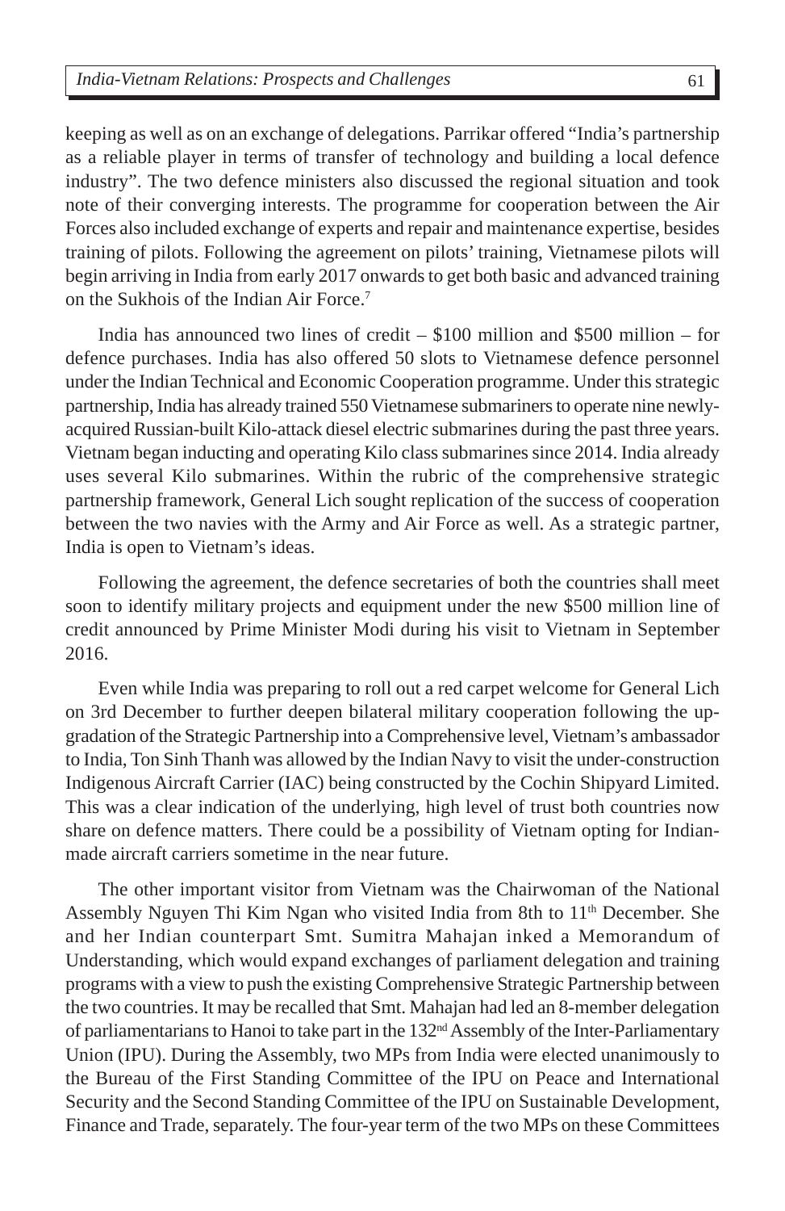keeping as well as on an exchange of delegations. Parrikar offered "India's partnership as a reliable player in terms of transfer of technology and building a local defence industry". The two defence ministers also discussed the regional situation and took note of their converging interests. The programme for cooperation between the Air Forces also included exchange of experts and repair and maintenance expertise, besides training of pilots. Following the agreement on pilots' training, Vietnamese pilots will begin arriving in India from early 2017 onwards to get both basic and advanced training on the Sukhois of the Indian Air Force.[7]

India has announced two lines of credit – $100 million and $500 million – for defence purchases. India has also offered 50 slots to Vietnamese defence personnel under the Indian Technical and Economic Cooperation programme. Under this strategic partnership, India has already trained 550 Vietnamese submariners to operate nine newly-acquired Russian-built Kilo-attack diesel electric submarines during the past three years. Vietnam began inducting and operating Kilo class submarines since 2014. India already uses several Kilo submarines. Within the rubric of the comprehensive strategic partnership framework, General Lich sought replication of the success of cooperation between the two navies with the Army and Air Force as well. As a strategic partner, India is open to Vietnam's ideas.

Following the agreement, the defence secretaries of both the countries shall meet soon to identify military projects and equipment under the new $500 million line of credit announced by Prime Minister Modi during his visit to Vietnam in September 2016.

Even while India was preparing to roll out a red carpet welcome for General Lich on 3rd December to further deepen bilateral military cooperation following the up-gradation of the Strategic Partnership into a Comprehensive level, Vietnam's ambassador to India, Ton Sinh Thanh was allowed by the Indian Navy to visit the under-construction Indigenous Aircraft Carrier (IAC) being constructed by the Cochin Shipyard Limited. This was a clear indication of the underlying, high level of trust both countries now share on defence matters. There could be a possibility of Vietnam opting for Indian-made aircraft carriers sometime in the near future.

The other important visitor from Vietnam was the Chairwoman of the National Assembly Nguyen Thi Kim Ngan who visited India from 8th to 11th December. She and her Indian counterpart Smt. Sumitra Mahajan inked a Memorandum of Understanding, which would expand exchanges of parliament delegation and training programs with a view to push the existing Comprehensive Strategic Partnership between the two countries. It may be recalled that Smt. Mahajan had led an 8-member delegation of parliamentarians to Hanoi to take part in the 132nd Assembly of the Inter-Parliamentary Union (IPU). During the Assembly, two MPs from India were elected unanimously to the Bureau of the First Standing Committee of the IPU on Peace and International Security and the Second Standing Committee of the IPU on Sustainable Development, Finance and Trade, separately. The four-year term of the two MPs on these Committees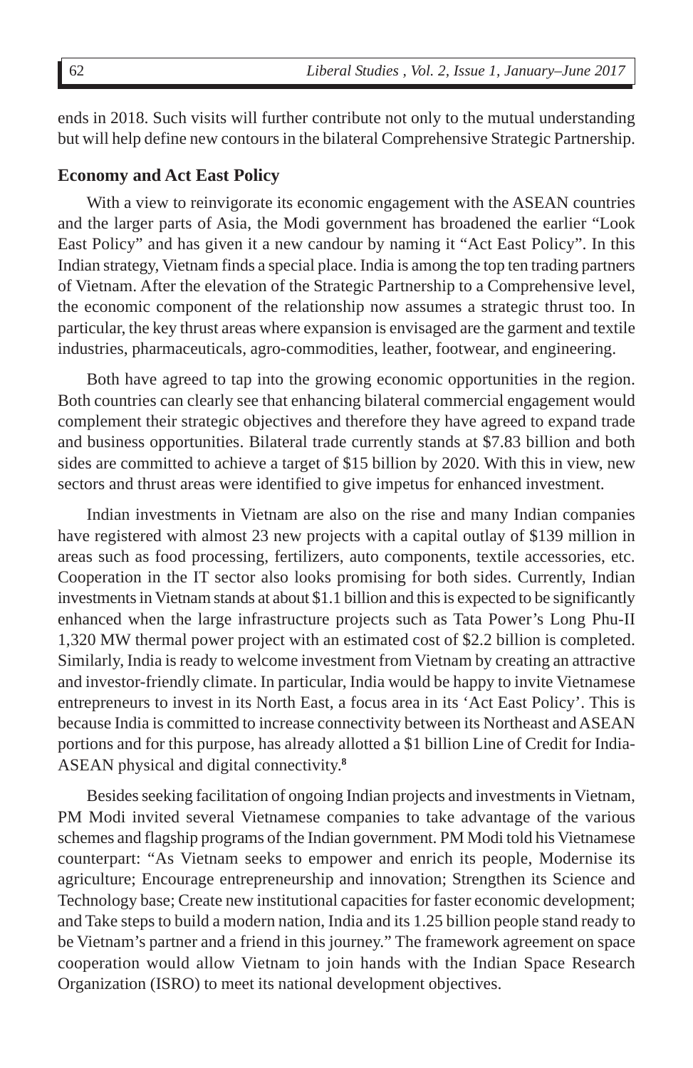ends in 2018. Such visits will further contribute not only to the mutual understanding but will help define new contours in the bilateral Comprehensive Strategic Partnership.

## Economy and Act East Policy

With a view to reinvigorate its economic engagement with the ASEAN countries and the larger parts of Asia, the Modi government has broadened the earlier "Look East Policy" and has given it a new candour by naming it "Act East Policy". In this Indian strategy, Vietnam finds a special place. India is among the top ten trading partners of Vietnam. After the elevation of the Strategic Partnership to a Comprehensive level, the economic component of the relationship now assumes a strategic thrust too. In particular, the key thrust areas where expansion is envisaged are the garment and textile industries, pharmaceuticals, agro-commodities, leather, footwear, and engineering.

Both have agreed to tap into the growing economic opportunities in the region. Both countries can clearly see that enhancing bilateral commercial engagement would complement their strategic objectives and therefore they have agreed to expand trade and business opportunities. Bilateral trade currently stands at $7.83 billion and both sides are committed to achieve a target of $15 billion by 2020. With this in view, new sectors and thrust areas were identified to give impetus for enhanced investment.

Indian investments in Vietnam are also on the rise and many Indian companies have registered with almost 23 new projects with a capital outlay of $139 million in areas such as food processing, fertilizers, auto components, textile accessories, etc. Cooperation in the IT sector also looks promising for both sides. Currently, Indian investments in Vietnam stands at about $1.1 billion and this is expected to be significantly enhanced when the large infrastructure projects such as Tata Power's Long Phu-II 1,320 MW thermal power project with an estimated cost of $2.2 billion is completed. Similarly, India is ready to welcome investment from Vietnam by creating an attractive and investor-friendly climate. In particular, India would be happy to invite Vietnamese entrepreneurs to invest in its North East, a focus area in its 'Act East Policy'. This is because India is committed to increase connectivity between its Northeast and ASEAN portions and for this purpose, has already allotted a $1 billion Line of Credit for India-ASEAN physical and digital connectivity.[8]

Besides seeking facilitation of ongoing Indian projects and investments in Vietnam, PM Modi invited several Vietnamese companies to take advantage of the various schemes and flagship programs of the Indian government. PM Modi told his Vietnamese counterpart: "As Vietnam seeks to empower and enrich its people, Modernise its agriculture; Encourage entrepreneurship and innovation; Strengthen its Science and Technology base; Create new institutional capacities for faster economic development; and Take steps to build a modern nation, India and its 1.25 billion people stand ready to be Vietnam's partner and a friend in this journey." The framework agreement on space cooperation would allow Vietnam to join hands with the Indian Space Research Organization (ISRO) to meet its national development objectives.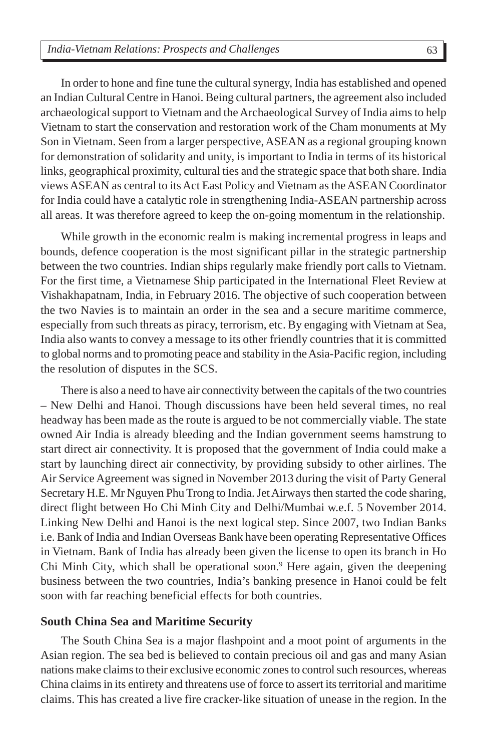In order to hone and fine tune the cultural synergy, India has established and opened an Indian Cultural Centre in Hanoi. Being cultural partners, the agreement also included archaeological support to Vietnam and the Archaeological Survey of India aims to help Vietnam to start the conservation and restoration work of the Cham monuments at My Son in Vietnam. Seen from a larger perspective, ASEAN as a regional grouping known for demonstration of solidarity and unity, is important to India in terms of its historical links, geographical proximity, cultural ties and the strategic space that both share. India views ASEAN as central to its Act East Policy and Vietnam as the ASEAN Coordinator for India could have a catalytic role in strengthening India-ASEAN partnership across all areas. It was therefore agreed to keep the on-going momentum in the relationship.

While growth in the economic realm is making incremental progress in leaps and bounds, defence cooperation is the most significant pillar in the strategic partnership between the two countries. Indian ships regularly make friendly port calls to Vietnam. For the first time, a Vietnamese Ship participated in the International Fleet Review at Vishakhapatnam, India, in February 2016. The objective of such cooperation between the two Navies is to maintain an order in the sea and a secure maritime commerce, especially from such threats as piracy, terrorism, etc. By engaging with Vietnam at Sea, India also wants to convey a message to its other friendly countries that it is committed to global norms and to promoting peace and stability in the Asia-Pacific region, including the resolution of disputes in the SCS.

There is also a need to have air connectivity between the capitals of the two countries – New Delhi and Hanoi. Though discussions have been held several times, no real headway has been made as the route is argued to be not commercially viable. The state owned Air India is already bleeding and the Indian government seems hamstrung to start direct air connectivity. It is proposed that the government of India could make a start by launching direct air connectivity, by providing subsidy to other airlines. The Air Service Agreement was signed in November 2013 during the visit of Party General Secretary H.E. Mr Nguyen Phu Trong to India. Jet Airways then started the code sharing, direct flight between Ho Chi Minh City and Delhi/Mumbai w.e.f. 5 November 2014. Linking New Delhi and Hanoi is the next logical step. Since 2007, two Indian Banks i.e. Bank of India and Indian Overseas Bank have been operating Representative Offices in Vietnam. Bank of India has already been given the license to open its branch in Ho Chi Minh City, which shall be operational soon.[9] Here again, given the deepening business between the two countries, India's banking presence in Hanoi could be felt soon with far reaching beneficial effects for both countries.

## South China Sea and Maritime Security

The South China Sea is a major flashpoint and a moot point of arguments in the Asian region. The sea bed is believed to contain precious oil and gas and many Asian nations make claims to their exclusive economic zones to control such resources, whereas China claims in its entirety and threatens use of force to assert its territorial and maritime claims. This has created a live fire cracker-like situation of unease in the region. In the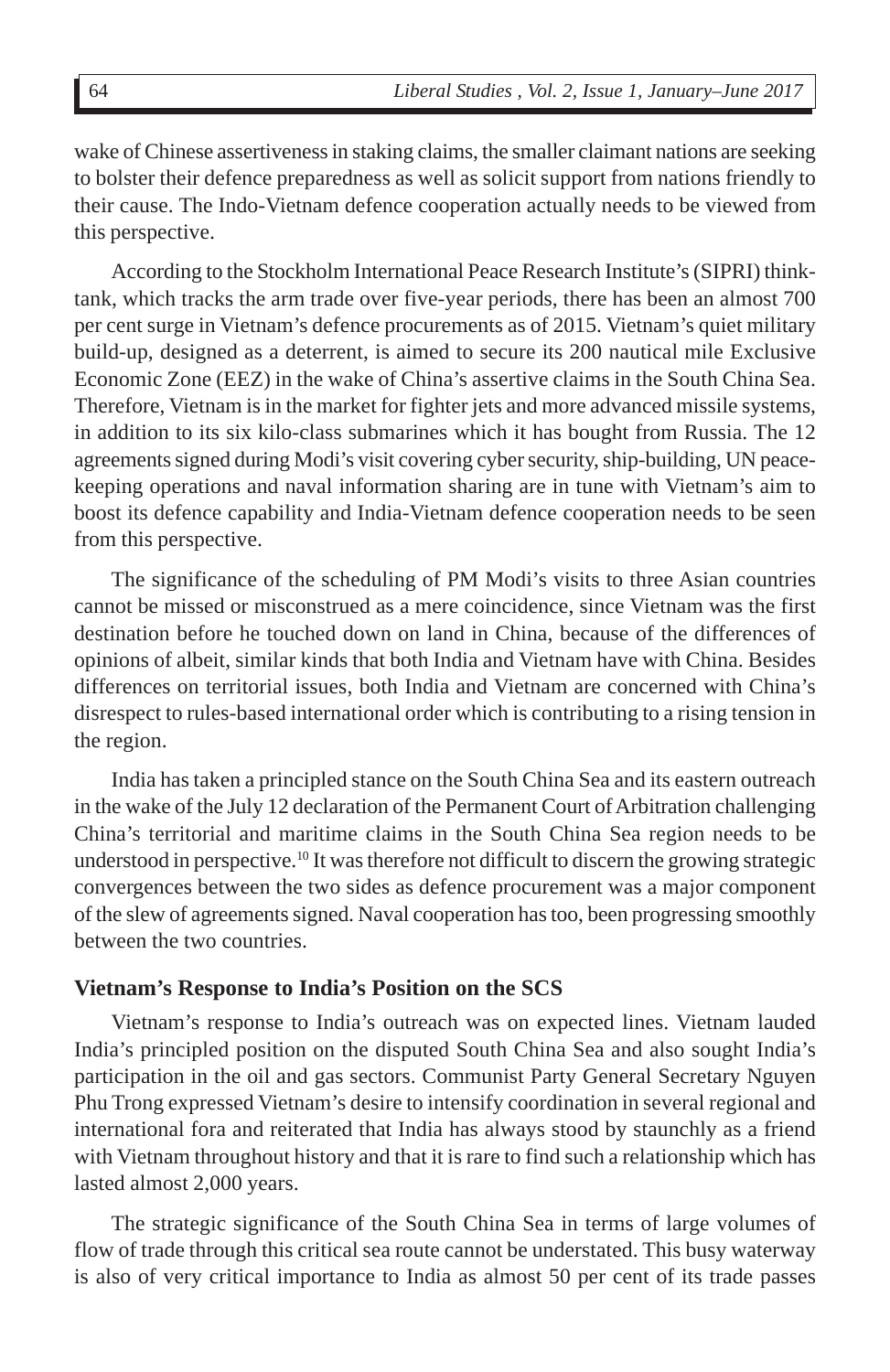wake of Chinese assertiveness in staking claims, the smaller claimant nations are seeking to bolster their defence preparedness as well as solicit support from nations friendly to their cause. The Indo-Vietnam defence cooperation actually needs to be viewed from this perspective.

According to the Stockholm International Peace Research Institute's (SIPRI) think-tank, which tracks the arm trade over five-year periods, there has been an almost 700 per cent surge in Vietnam's defence procurements as of 2015. Vietnam's quiet military build-up, designed as a deterrent, is aimed to secure its 200 nautical mile Exclusive Economic Zone (EEZ) in the wake of China's assertive claims in the South China Sea. Therefore, Vietnam is in the market for fighter jets and more advanced missile systems, in addition to its six kilo-class submarines which it has bought from Russia. The 12 agreements signed during Modi's visit covering cyber security, ship-building, UN peace-keeping operations and naval information sharing are in tune with Vietnam's aim to boost its defence capability and India-Vietnam defence cooperation needs to be seen from this perspective.

The significance of the scheduling of PM Modi's visits to three Asian countries cannot be missed or misconstrued as a mere coincidence, since Vietnam was the first destination before he touched down on land in China, because of the differences of opinions of albeit, similar kinds that both India and Vietnam have with China. Besides differences on territorial issues, both India and Vietnam are concerned with China's disrespect to rules-based international order which is contributing to a rising tension in the region.

India has taken a principled stance on the South China Sea and its eastern outreach in the wake of the July 12 declaration of the Permanent Court of Arbitration challenging China's territorial and maritime claims in the South China Sea region needs to be understood in perspective.[10] It was therefore not difficult to discern the growing strategic convergences between the two sides as defence procurement was a major component of the slew of agreements signed. Naval cooperation has too, been progressing smoothly between the two countries.

### Vietnam's Response to India's Position on the SCS

Vietnam's response to India's outreach was on expected lines. Vietnam lauded India's principled position on the disputed South China Sea and also sought India's participation in the oil and gas sectors. Communist Party General Secretary Nguyen Phu Trong expressed Vietnam's desire to intensify coordination in several regional and international fora and reiterated that India has always stood by staunchly as a friend with Vietnam throughout history and that it is rare to find such a relationship which has lasted almost 2,000 years.

The strategic significance of the South China Sea in terms of large volumes of flow of trade through this critical sea route cannot be understated. This busy waterway is also of very critical importance to India as almost 50 per cent of its trade passes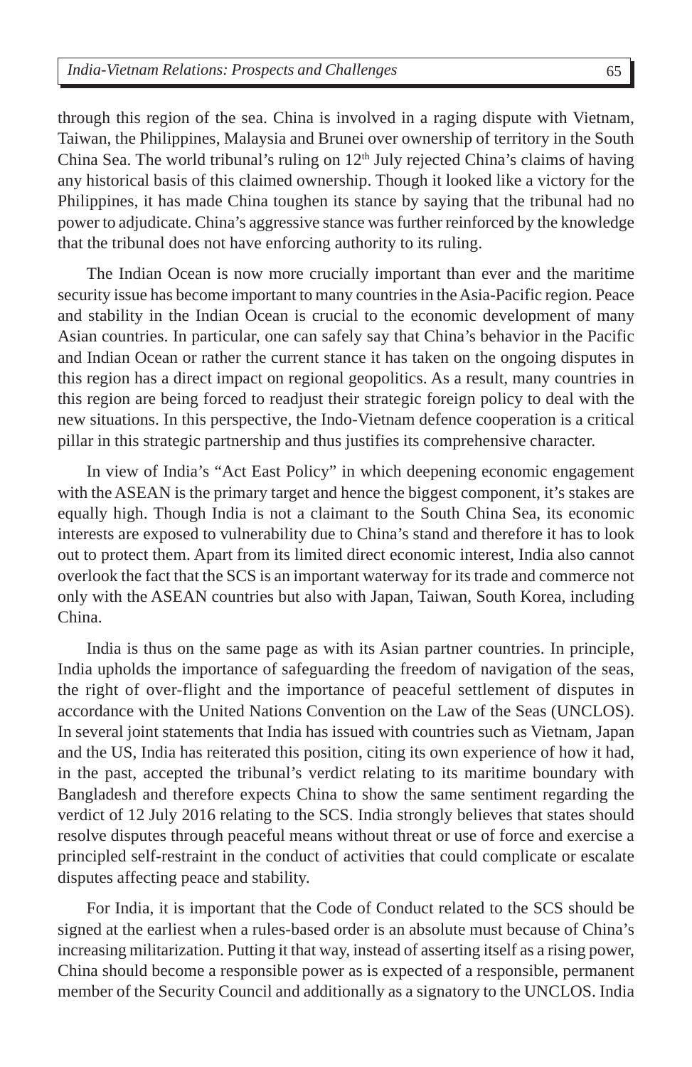through this region of the sea. China is involved in a raging dispute with Vietnam, Taiwan, the Philippines, Malaysia and Brunei over ownership of territory in the South China Sea. The world tribunal's ruling on 12th July rejected China's claims of having any historical basis of this claimed ownership. Though it looked like a victory for the Philippines, it has made China toughen its stance by saying that the tribunal had no power to adjudicate. China's aggressive stance was further reinforced by the knowledge that the tribunal does not have enforcing authority to its ruling.

The Indian Ocean is now more crucially important than ever and the maritime security issue has become important to many countries in the Asia-Pacific region. Peace and stability in the Indian Ocean is crucial to the economic development of many Asian countries. In particular, one can safely say that China's behavior in the Pacific and Indian Ocean or rather the current stance it has taken on the ongoing disputes in this region has a direct impact on regional geopolitics. As a result, many countries in this region are being forced to readjust their strategic foreign policy to deal with the new situations. In this perspective, the Indo-Vietnam defence cooperation is a critical pillar in this strategic partnership and thus justifies its comprehensive character.

In view of India's "Act East Policy" in which deepening economic engagement with the ASEAN is the primary target and hence the biggest component, it's stakes are equally high. Though India is not a claimant to the South China Sea, its economic interests are exposed to vulnerability due to China's stand and therefore it has to look out to protect them. Apart from its limited direct economic interest, India also cannot overlook the fact that the SCS is an important waterway for its trade and commerce not only with the ASEAN countries but also with Japan, Taiwan, South Korea, including China.

India is thus on the same page as with its Asian partner countries. In principle, India upholds the importance of safeguarding the freedom of navigation of the seas, the right of over-flight and the importance of peaceful settlement of disputes in accordance with the United Nations Convention on the Law of the Seas (UNCLOS). In several joint statements that India has issued with countries such as Vietnam, Japan and the US, India has reiterated this position, citing its own experience of how it had, in the past, accepted the tribunal's verdict relating to its maritime boundary with Bangladesh and therefore expects China to show the same sentiment regarding the verdict of 12 July 2016 relating to the SCS. India strongly believes that states should resolve disputes through peaceful means without threat or use of force and exercise a principled self-restraint in the conduct of activities that could complicate or escalate disputes affecting peace and stability.

For India, it is important that the Code of Conduct related to the SCS should be signed at the earliest when a rules-based order is an absolute must because of China's increasing militarization. Putting it that way, instead of asserting itself as a rising power, China should become a responsible power as is expected of a responsible, permanent member of the Security Council and additionally as a signatory to the UNCLOS. India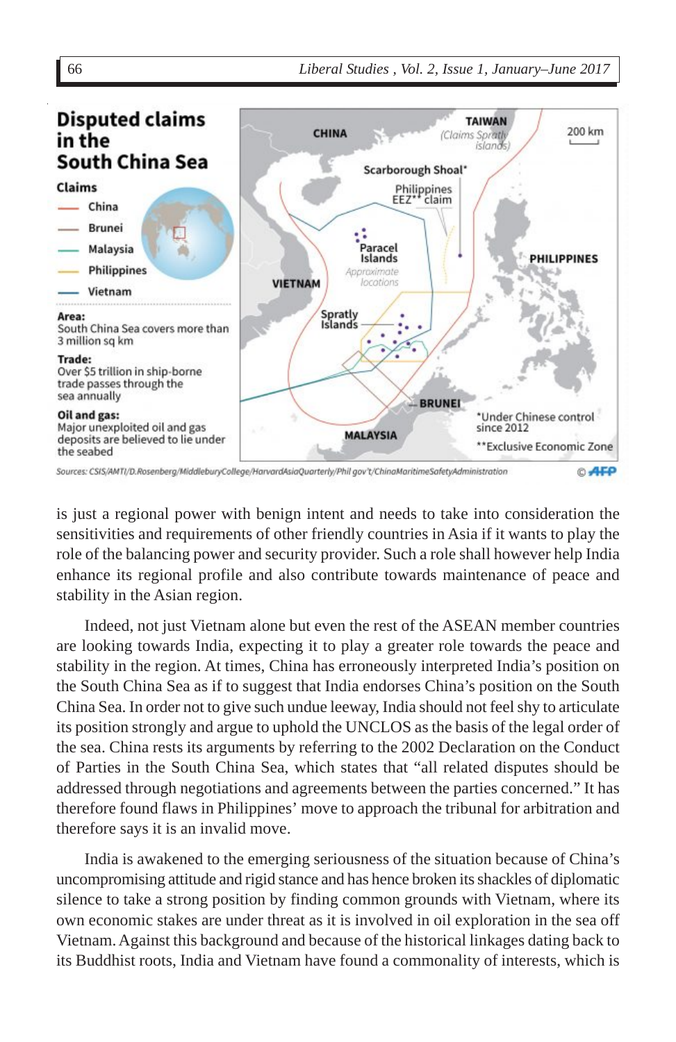**Disputed claims in the South China Sea**

**Claims**

- China
- Brunei
- Malaysia
- Philippines
- Vietnam

**Area:** South China Sea covers more than 3 million sq km

**Trade:** Over $5 trillion in ship-borne trade passes through the sea annually

**Oil and gas:** Major unexploited oil and gas deposits are believed to lie under the seabed

CHINA · TAIWAN (Claims Spratly islands) · Scarborough Shoal* · Philippines EEZ** claim · Paracel Islands · Approximate locations · VIETNAM · Spratly Islands · PHILIPPINES · BRUNEI · MALAYSIA · 200 km

*Under Chinese control since 2012

**Exclusive Economic Zone

Sources: CSIS/AMTI/D.Rosenberg/MiddleburyCollege/HarvardAsiaQuarterly/Phil gov't/ChinaMaritimeSafetyAdministration © AFP

is just a regional power with benign intent and needs to take into consideration the sensitivities and requirements of other friendly countries in Asia if it wants to play the role of the balancing power and security provider. Such a role shall however help India enhance its regional profile and also contribute towards maintenance of peace and stability in the Asian region.

Indeed, not just Vietnam alone but even the rest of the ASEAN member countries are looking towards India, expecting it to play a greater role towards the peace and stability in the region. At times, China has erroneously interpreted India's position on the South China Sea as if to suggest that India endorses China's position on the South China Sea. In order not to give such undue leeway, India should not feel shy to articulate its position strongly and argue to uphold the UNCLOS as the basis of the legal order of the sea. China rests its arguments by referring to the 2002 Declaration on the Conduct of Parties in the South China Sea, which states that "all related disputes should be addressed through negotiations and agreements between the parties concerned." It has therefore found flaws in Philippines' move to approach the tribunal for arbitration and therefore says it is an invalid move.

India is awakened to the emerging seriousness of the situation because of China's uncompromising attitude and rigid stance and has hence broken its shackles of diplomatic silence to take a strong position by finding common grounds with Vietnam, where its own economic stakes are under threat as it is involved in oil exploration in the sea off Vietnam. Against this background and because of the historical linkages dating back to its Buddhist roots, India and Vietnam have found a commonality of interests, which is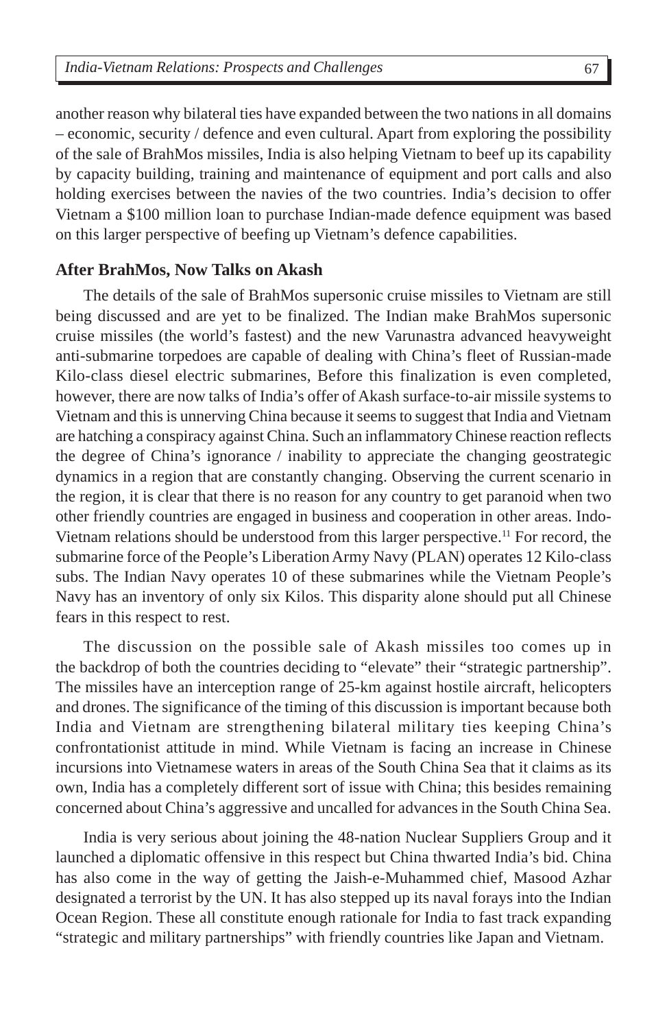another reason why bilateral ties have expanded between the two nations in all domains – economic, security / defence and even cultural. Apart from exploring the possibility of the sale of BrahMos missiles, India is also helping Vietnam to beef up its capability by capacity building, training and maintenance of equipment and port calls and also holding exercises between the navies of the two countries. India's decision to offer Vietnam a $100 million loan to purchase Indian-made defence equipment was based on this larger perspective of beefing up Vietnam's defence capabilities.

### After BrahMos, Now Talks on Akash

The details of the sale of BrahMos supersonic cruise missiles to Vietnam are still being discussed and are yet to be finalized. The Indian make BrahMos supersonic cruise missiles (the world's fastest) and the new Varunastra advanced heavyweight anti-submarine torpedoes are capable of dealing with China's fleet of Russian-made Kilo-class diesel electric submarines, Before this finalization is even completed, however, there are now talks of India's offer of Akash surface-to-air missile systems to Vietnam and this is unnerving China because it seems to suggest that India and Vietnam are hatching a conspiracy against China. Such an inflammatory Chinese reaction reflects the degree of China's ignorance / inability to appreciate the changing geostrategic dynamics in a region that are constantly changing. Observing the current scenario in the region, it is clear that there is no reason for any country to get paranoid when two other friendly countries are engaged in business and cooperation in other areas. Indo-Vietnam relations should be understood from this larger perspective.[11] For record, the submarine force of the People's Liberation Army Navy (PLAN) operates 12 Kilo-class subs. The Indian Navy operates 10 of these submarines while the Vietnam People's Navy has an inventory of only six Kilos. This disparity alone should put all Chinese fears in this respect to rest.

The discussion on the possible sale of Akash missiles too comes up in the backdrop of both the countries deciding to "elevate" their "strategic partnership". The missiles have an interception range of 25-km against hostile aircraft, helicopters and drones. The significance of the timing of this discussion is important because both India and Vietnam are strengthening bilateral military ties keeping China's confrontationist attitude in mind. While Vietnam is facing an increase in Chinese incursions into Vietnamese waters in areas of the South China Sea that it claims as its own, India has a completely different sort of issue with China; this besides remaining concerned about China's aggressive and uncalled for advances in the South China Sea.

India is very serious about joining the 48-nation Nuclear Suppliers Group and it launched a diplomatic offensive in this respect but China thwarted India's bid. China has also come in the way of getting the Jaish-e-Muhammed chief, Masood Azhar designated a terrorist by the UN. It has also stepped up its naval forays into the Indian Ocean Region. These all constitute enough rationale for India to fast track expanding "strategic and military partnerships" with friendly countries like Japan and Vietnam.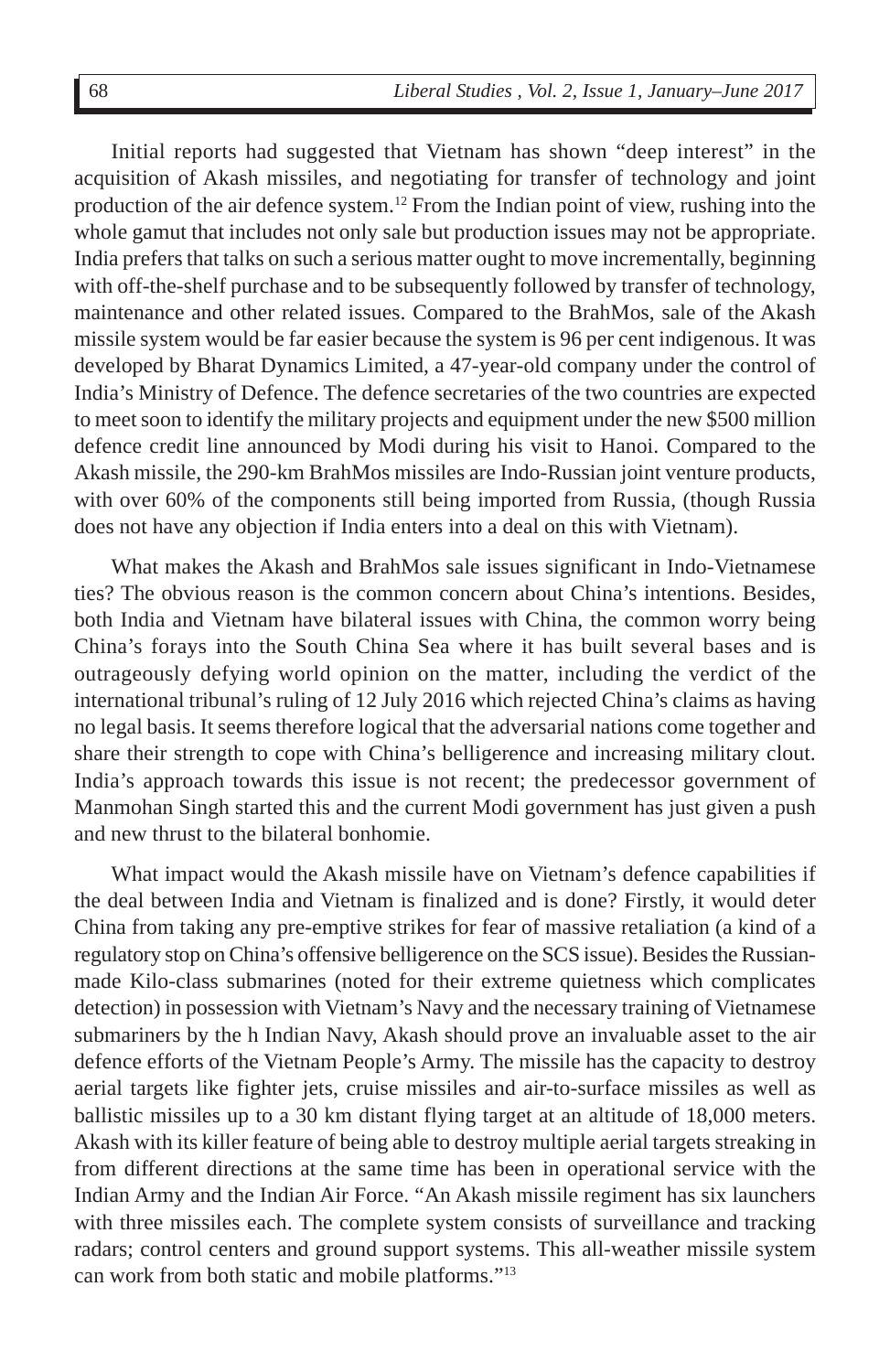Initial reports had suggested that Vietnam has shown "deep interest" in the acquisition of Akash missiles, and negotiating for transfer of technology and joint production of the air defence system.[12] From the Indian point of view, rushing into the whole gamut that includes not only sale but production issues may not be appropriate. India prefers that talks on such a serious matter ought to move incrementally, beginning with off-the-shelf purchase and to be subsequently followed by transfer of technology, maintenance and other related issues. Compared to the BrahMos, sale of the Akash missile system would be far easier because the system is 96 per cent indigenous. It was developed by Bharat Dynamics Limited, a 47-year-old company under the control of India's Ministry of Defence. The defence secretaries of the two countries are expected to meet soon to identify the military projects and equipment under the new $500 million defence credit line announced by Modi during his visit to Hanoi. Compared to the Akash missile, the 290-km BrahMos missiles are Indo-Russian joint venture products, with over 60% of the components still being imported from Russia, (though Russia does not have any objection if India enters into a deal on this with Vietnam).

What makes the Akash and BrahMos sale issues significant in Indo-Vietnamese ties? The obvious reason is the common concern about China's intentions. Besides, both India and Vietnam have bilateral issues with China, the common worry being China's forays into the South China Sea where it has built several bases and is outrageously defying world opinion on the matter, including the verdict of the international tribunal's ruling of 12 July 2016 which rejected China's claims as having no legal basis. It seems therefore logical that the adversarial nations come together and share their strength to cope with China's belligerence and increasing military clout. India's approach towards this issue is not recent; the predecessor government of Manmohan Singh started this and the current Modi government has just given a push and new thrust to the bilateral bonhomie.

What impact would the Akash missile have on Vietnam's defence capabilities if the deal between India and Vietnam is finalized and is done? Firstly, it would deter China from taking any pre-emptive strikes for fear of massive retaliation (a kind of a regulatory stop on China's offensive belligerence on the SCS issue). Besides the Russian-made Kilo-class submarines (noted for their extreme quietness which complicates detection) in possession with Vietnam's Navy and the necessary training of Vietnamese submariners by the h Indian Navy, Akash should prove an invaluable asset to the air defence efforts of the Vietnam People's Army. The missile has the capacity to destroy aerial targets like fighter jets, cruise missiles and air-to-surface missiles as well as ballistic missiles up to a 30 km distant flying target at an altitude of 18,000 meters. Akash with its killer feature of being able to destroy multiple aerial targets streaking in from different directions at the same time has been in operational service with the Indian Army and the Indian Air Force. "An Akash missile regiment has six launchers with three missiles each. The complete system consists of surveillance and tracking radars; control centers and ground support systems. This all-weather missile system can work from both static and mobile platforms."[13]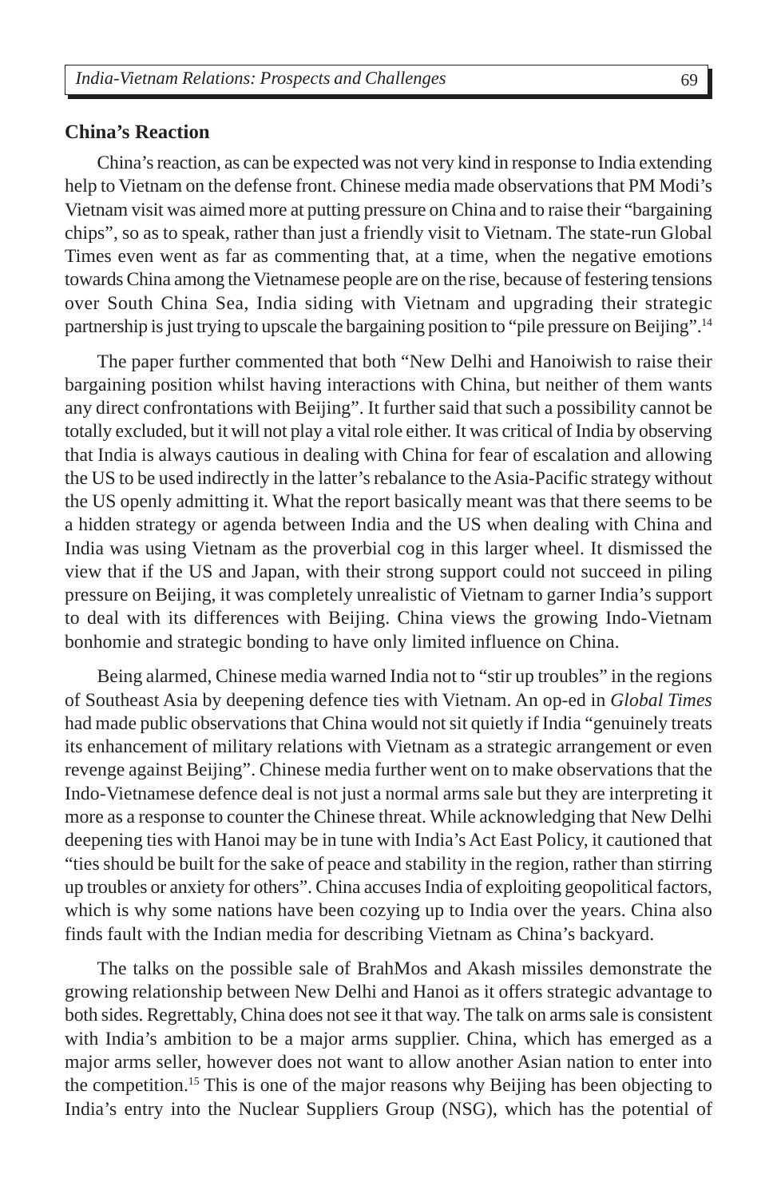## China's Reaction

China's reaction, as can be expected was not very kind in response to India extending help to Vietnam on the defense front. Chinese media made observations that PM Modi's Vietnam visit was aimed more at putting pressure on China and to raise their "bargaining chips", so as to speak, rather than just a friendly visit to Vietnam. The state-run Global Times even went as far as commenting that, at a time, when the negative emotions towards China among the Vietnamese people are on the rise, because of festering tensions over South China Sea, India siding with Vietnam and upgrading their strategic partnership is just trying to upscale the bargaining position to "pile pressure on Beijing".[14]

The paper further commented that both "New Delhi and Hanoiwish to raise their bargaining position whilst having interactions with China, but neither of them wants any direct confrontations with Beijing". It further said that such a possibility cannot be totally excluded, but it will not play a vital role either. It was critical of India by observing that India is always cautious in dealing with China for fear of escalation and allowing the US to be used indirectly in the latter's rebalance to the Asia-Pacific strategy without the US openly admitting it. What the report basically meant was that there seems to be a hidden strategy or agenda between India and the US when dealing with China and India was using Vietnam as the proverbial cog in this larger wheel. It dismissed the view that if the US and Japan, with their strong support could not succeed in piling pressure on Beijing, it was completely unrealistic of Vietnam to garner India's support to deal with its differences with Beijing. China views the growing Indo-Vietnam bonhomie and strategic bonding to have only limited influence on China.

Being alarmed, Chinese media warned India not to "stir up troubles" in the regions of Southeast Asia by deepening defence ties with Vietnam. An op-ed in *Global Times* had made public observations that China would not sit quietly if India "genuinely treats its enhancement of military relations with Vietnam as a strategic arrangement or even revenge against Beijing". Chinese media further went on to make observations that the Indo-Vietnamese defence deal is not just a normal arms sale but they are interpreting it more as a response to counter the Chinese threat. While acknowledging that New Delhi deepening ties with Hanoi may be in tune with India's Act East Policy, it cautioned that "ties should be built for the sake of peace and stability in the region, rather than stirring up troubles or anxiety for others". China accuses India of exploiting geopolitical factors, which is why some nations have been cozying up to India over the years. China also finds fault with the Indian media for describing Vietnam as China's backyard.

The talks on the possible sale of BrahMos and Akash missiles demonstrate the growing relationship between New Delhi and Hanoi as it offers strategic advantage to both sides. Regrettably, China does not see it that way. The talk on arms sale is consistent with India's ambition to be a major arms supplier. China, which has emerged as a major arms seller, however does not want to allow another Asian nation to enter into the competition.[15] This is one of the major reasons why Beijing has been objecting to India's entry into the Nuclear Suppliers Group (NSG), which has the potential of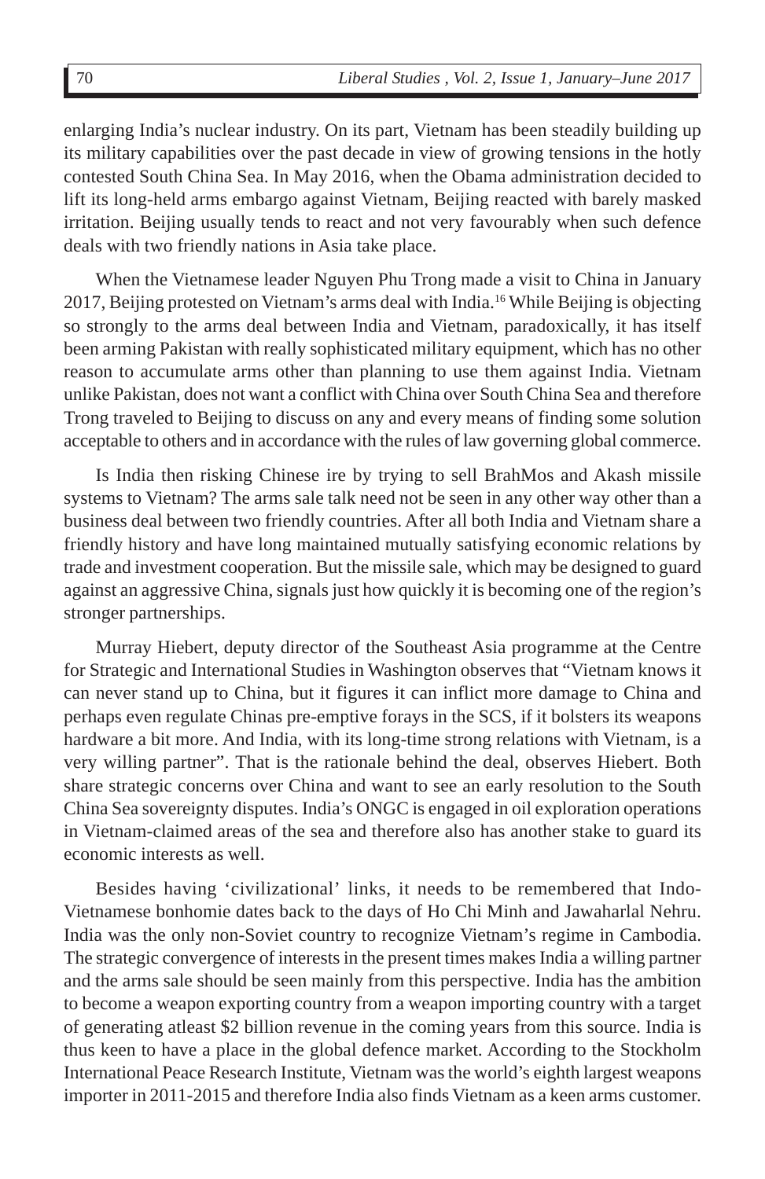enlarging India's nuclear industry. On its part, Vietnam has been steadily building up its military capabilities over the past decade in view of growing tensions in the hotly contested South China Sea. In May 2016, when the Obama administration decided to lift its long-held arms embargo against Vietnam, Beijing reacted with barely masked irritation. Beijing usually tends to react and not very favourably when such defence deals with two friendly nations in Asia take place.

When the Vietnamese leader Nguyen Phu Trong made a visit to China in January 2017, Beijing protested on Vietnam's arms deal with India.[16] While Beijing is objecting so strongly to the arms deal between India and Vietnam, paradoxically, it has itself been arming Pakistan with really sophisticated military equipment, which has no other reason to accumulate arms other than planning to use them against India. Vietnam unlike Pakistan, does not want a conflict with China over South China Sea and therefore Trong traveled to Beijing to discuss on any and every means of finding some solution acceptable to others and in accordance with the rules of law governing global commerce.

Is India then risking Chinese ire by trying to sell BrahMos and Akash missile systems to Vietnam? The arms sale talk need not be seen in any other way other than a business deal between two friendly countries. After all both India and Vietnam share a friendly history and have long maintained mutually satisfying economic relations by trade and investment cooperation. But the missile sale, which may be designed to guard against an aggressive China, signals just how quickly it is becoming one of the region's stronger partnerships.

Murray Hiebert, deputy director of the Southeast Asia programme at the Centre for Strategic and International Studies in Washington observes that "Vietnam knows it can never stand up to China, but it figures it can inflict more damage to China and perhaps even regulate Chinas pre-emptive forays in the SCS, if it bolsters its weapons hardware a bit more. And India, with its long-time strong relations with Vietnam, is a very willing partner". That is the rationale behind the deal, observes Hiebert. Both share strategic concerns over China and want to see an early resolution to the South China Sea sovereignty disputes. India's ONGC is engaged in oil exploration operations in Vietnam-claimed areas of the sea and therefore also has another stake to guard its economic interests as well.

Besides having 'civilizational' links, it needs to be remembered that Indo-Vietnamese bonhomie dates back to the days of Ho Chi Minh and Jawaharlal Nehru. India was the only non-Soviet country to recognize Vietnam's regime in Cambodia. The strategic convergence of interests in the present times makes India a willing partner and the arms sale should be seen mainly from this perspective. India has the ambition to become a weapon exporting country from a weapon importing country with a target of generating atleast $2 billion revenue in the coming years from this source. India is thus keen to have a place in the global defence market. According to the Stockholm International Peace Research Institute, Vietnam was the world's eighth largest weapons importer in 2011-2015 and therefore India also finds Vietnam as a keen arms customer.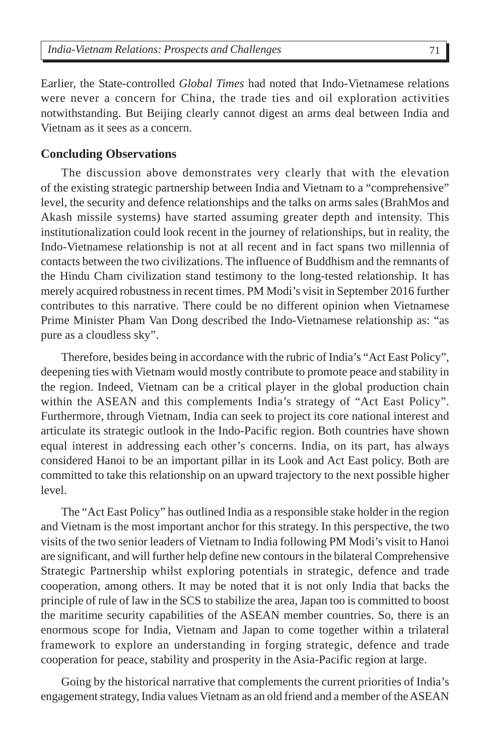Earlier, the State-controlled *Global Times* had noted that Indo-Vietnamese relations were never a concern for China, the trade ties and oil exploration activities notwithstanding. But Beijing clearly cannot digest an arms deal between India and Vietnam as it sees as a concern.

## Concluding Observations

The discussion above demonstrates very clearly that with the elevation of the existing strategic partnership between India and Vietnam to a "comprehensive" level, the security and defence relationships and the talks on arms sales (BrahMos and Akash missile systems) have started assuming greater depth and intensity. This institutionalization could look recent in the journey of relationships, but in reality, the Indo-Vietnamese relationship is not at all recent and in fact spans two millennia of contacts between the two civilizations. The influence of Buddhism and the remnants of the Hindu Cham civilization stand testimony to the long-tested relationship. It has merely acquired robustness in recent times. PM Modi's visit in September 2016 further contributes to this narrative. There could be no different opinion when Vietnamese Prime Minister Pham Van Dong described the Indo-Vietnamese relationship as: "as pure as a cloudless sky".

Therefore, besides being in accordance with the rubric of India's "Act East Policy", deepening ties with Vietnam would mostly contribute to promote peace and stability in the region. Indeed, Vietnam can be a critical player in the global production chain within the ASEAN and this complements India's strategy of "Act East Policy". Furthermore, through Vietnam, India can seek to project its core national interest and articulate its strategic outlook in the Indo-Pacific region. Both countries have shown equal interest in addressing each other's concerns. India, on its part, has always considered Hanoi to be an important pillar in its Look and Act East policy. Both are committed to take this relationship on an upward trajectory to the next possible higher level.

The "Act East Policy" has outlined India as a responsible stake holder in the region and Vietnam is the most important anchor for this strategy. In this perspective, the two visits of the two senior leaders of Vietnam to India following PM Modi's visit to Hanoi are significant, and will further help define new contours in the bilateral Comprehensive Strategic Partnership whilst exploring potentials in strategic, defence and trade cooperation, among others. It may be noted that it is not only India that backs the principle of rule of law in the SCS to stabilize the area, Japan too is committed to boost the maritime security capabilities of the ASEAN member countries. So, there is an enormous scope for India, Vietnam and Japan to come together within a trilateral framework to explore an understanding in forging strategic, defence and trade cooperation for peace, stability and prosperity in the Asia-Pacific region at large.

Going by the historical narrative that complements the current priorities of India's engagement strategy, India values Vietnam as an old friend and a member of the ASEAN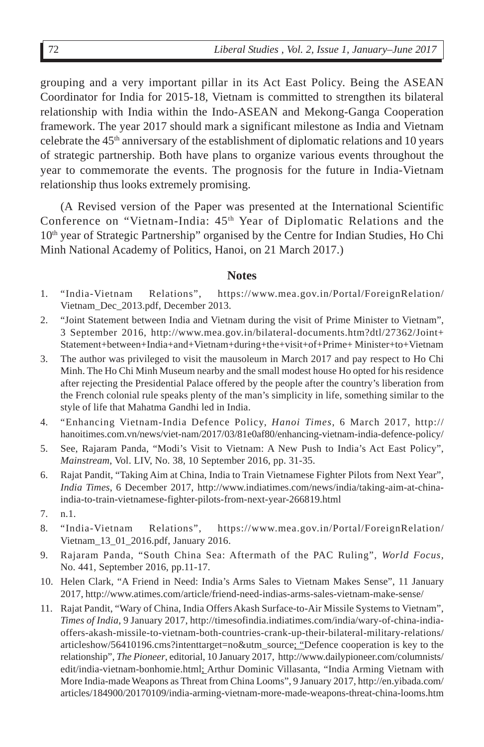grouping and a very important pillar in its Act East Policy. Being the ASEAN Coordinator for India for 2015-18, Vietnam is committed to strengthen its bilateral relationship with India within the Indo-ASEAN and Mekong-Ganga Cooperation framework. The year 2017 should mark a significant milestone as India and Vietnam celebrate the 45th anniversary of the establishment of diplomatic relations and 10 years of strategic partnership. Both have plans to organize various events throughout the year to commemorate the events. The prognosis for the future in India-Vietnam relationship thus looks extremely promising.

(A Revised version of the Paper was presented at the International Scientific Conference on "Vietnam-India: 45th Year of Diplomatic Relations and the 10th year of Strategic Partnership" organised by the Centre for Indian Studies, Ho Chi Minh National Academy of Politics, Hanoi, on 21 March 2017.)

## Notes

1. "India-Vietnam Relations", https://www.mea.gov.in/Portal/ForeignRelation/Vietnam_Dec_2013.pdf, December 2013.
2. "Joint Statement between India and Vietnam during the visit of Prime Minister to Vietnam", 3 September 2016, http://www.mea.gov.in/bilateral-documents.htm?dtl/27362/Joint+Statement+between+India+and+Vietnam+during+the+visit+of+Prime+ Minister+to+Vietnam
3. The author was privileged to visit the mausoleum in March 2017 and pay respect to Ho Chi Minh. The Ho Chi Minh Museum nearby and the small modest house Ho opted for his residence after rejecting the Presidential Palace offered by the people after the country's liberation from the French colonial rule speaks plenty of the man's simplicity in life, something similar to the style of life that Mahatma Gandhi led in India.
4. "Enhancing Vietnam-India Defence Policy, *Hanoi Times*, 6 March 2017, http://hanoitimes.com.vn/news/viet-nam/2017/03/81e0af80/enhancing-vietnam-india-defence-policy/
5. See, Rajaram Panda, "Modi's Visit to Vietnam: A New Push to India's Act East Policy", *Mainstream*, Vol. LIV, No. 38, 10 September 2016, pp. 31-35.
6. Rajat Pandit, "Taking Aim at China, India to Train Vietnamese Fighter Pilots from Next Year", *India Times*, 6 December 2017, http://www.indiatimes.com/news/india/taking-aim-at-china-india-to-train-vietnamese-fighter-pilots-from-next-year-266819.html
7. n.1.
8. "India-Vietnam Relations", https://www.mea.gov.in/Portal/ForeignRelation/Vietnam_13_01_2016.pdf, January 2016.
9. Rajaram Panda, "South China Sea: Aftermath of the PAC Ruling", *World Focus*, No. 441, September 2016, pp.11-17.
10. Helen Clark, "A Friend in Need: India's Arms Sales to Vietnam Makes Sense", 11 January 2017, http://www.atimes.com/article/friend-need-indias-arms-sales-vietnam-make-sense/
11. Rajat Pandit, "Wary of China, India Offers Akash Surface-to-Air Missile Systems to Vietnam", *Times of India*, 9 January 2017, http://timesofindia.indiatimes.com/india/wary-of-china-india-offers-akash-missile-to-vietnam-both-countries-crank-up-their-bilateral-military-relations/articleshow/56410196.cms?intenttarget=no&utm_source; "Defence cooperation is key to the relationship", *The Pioneer*, editorial, 10 January 2017, http://www.dailypioneer.com/columnists/edit/india-vietnam-bonhomie.html; Arthur Dominic Villasanta, "India Arming Vietnam with More India-made Weapons as Threat from China Looms", 9 January 2017, http://en.yibada.com/articles/184900/20170109/india-arming-vietnam-more-made-weapons-threat-china-looms.htm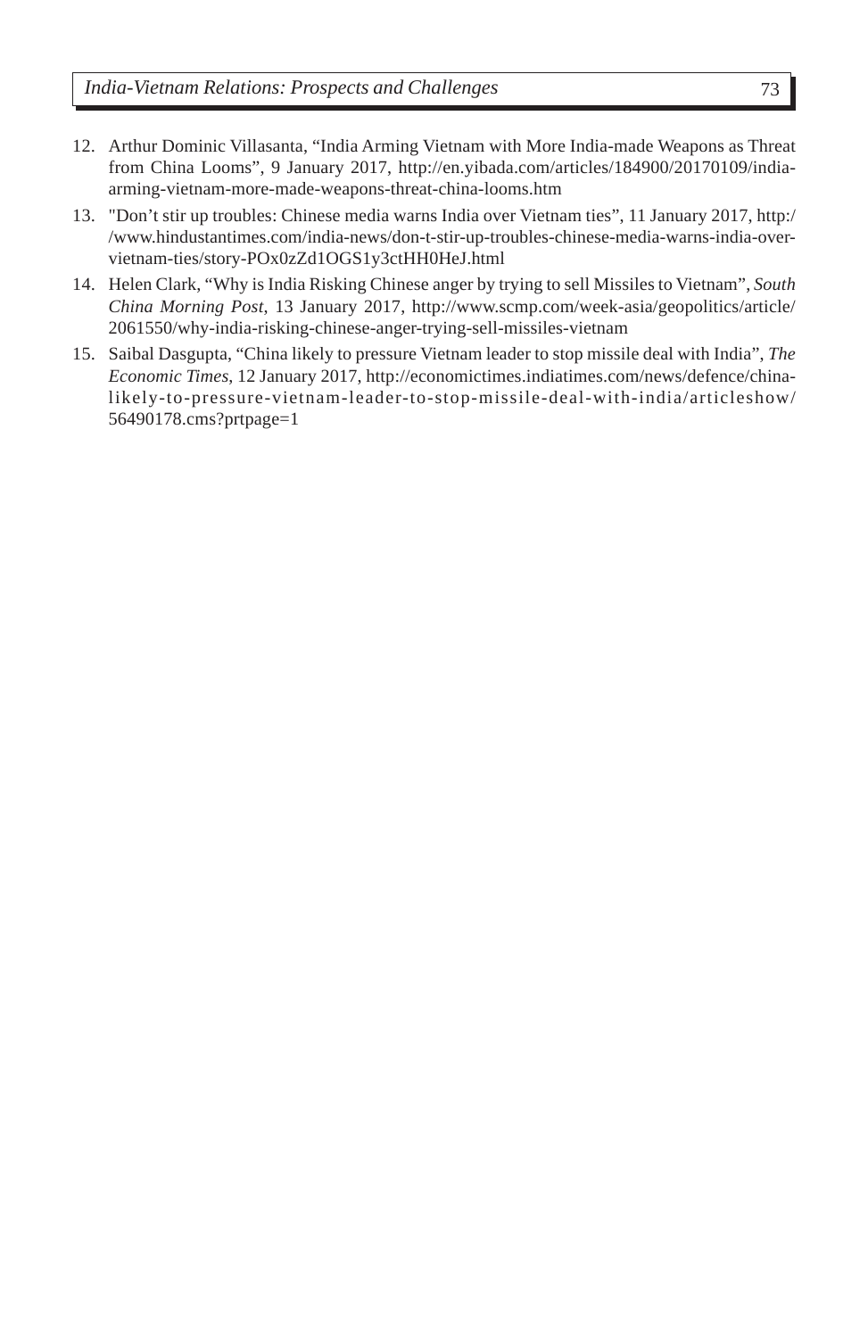12. Arthur Dominic Villasanta, "India Arming Vietnam with More India-made Weapons as Threat from China Looms", 9 January 2017, http://en.yibada.com/articles/184900/20170109/india-arming-vietnam-more-made-weapons-threat-china-looms.htm
13. "Don't stir up troubles: Chinese media warns India over Vietnam ties", 11 January 2017, http://www.hindustantimes.com/india-news/don-t-stir-up-troubles-chinese-media-warns-india-over-vietnam-ties/story-POx0zZd1OGS1y3ctHH0HeJ.html
14. Helen Clark, "Why is India Risking Chinese anger by trying to sell Missiles to Vietnam", *South China Morning Post*, 13 January 2017, http://www.scmp.com/week-asia/geopolitics/article/2061550/why-india-risking-chinese-anger-trying-sell-missiles-vietnam
15. Saibal Dasgupta, "China likely to pressure Vietnam leader to stop missile deal with India", *The Economic Times*, 12 January 2017, http://economictimes.indiatimes.com/news/defence/china-likely-to-pressure-vietnam-leader-to-stop-missile-deal-with-india/articleshow/56490178.cms?prtpage=1